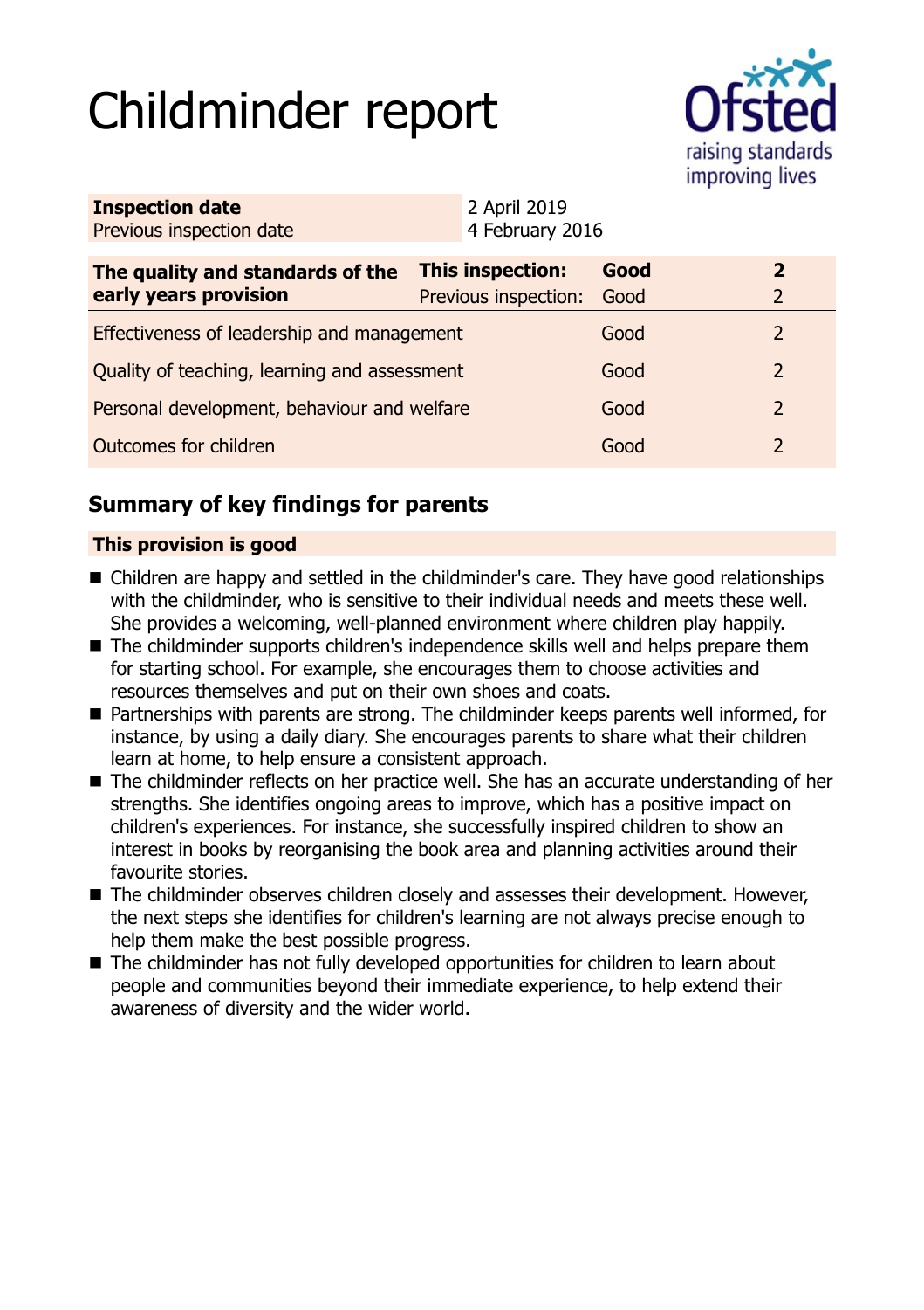# Childminder report

| Inspection date | 2 April 2019 |
| --- | --- |
| Previous inspection date | 4 February 2016 |

| The quality and standards of the early years provision | This inspection: | Good | 2 |
| --- | --- | --- | --- |
| | Previous inspection: | Good | 2 |
| Effectiveness of leadership and management | | Good | 2 |
| Quality of teaching, learning and assessment | | Good | 2 |
| Personal development, behaviour and welfare | | Good | 2 |
| Outcomes for children | | Good | 2 |

## Summary of key findings for parents

**This provision is good**

- Children are happy and settled in the childminder's care. They have good relationships with the childminder, who is sensitive to their individual needs and meets these well. She provides a welcoming, well-planned environment where children play happily.
- The childminder supports children's independence skills well and helps prepare them for starting school. For example, she encourages them to choose activities and resources themselves and put on their own shoes and coats.
- Partnerships with parents are strong. The childminder keeps parents well informed, for instance, by using a daily diary. She encourages parents to share what their children learn at home, to help ensure a consistent approach.
- The childminder reflects on her practice well. She has an accurate understanding of her strengths. She identifies ongoing areas to improve, which has a positive impact on children's experiences. For instance, she successfully inspired children to show an interest in books by reorganising the book area and planning activities around their favourite stories.
- The childminder observes children closely and assesses their development. However, the next steps she identifies for children's learning are not always precise enough to help them make the best possible progress.
- The childminder has not fully developed opportunities for children to learn about people and communities beyond their immediate experience, to help extend their awareness of diversity and the wider world.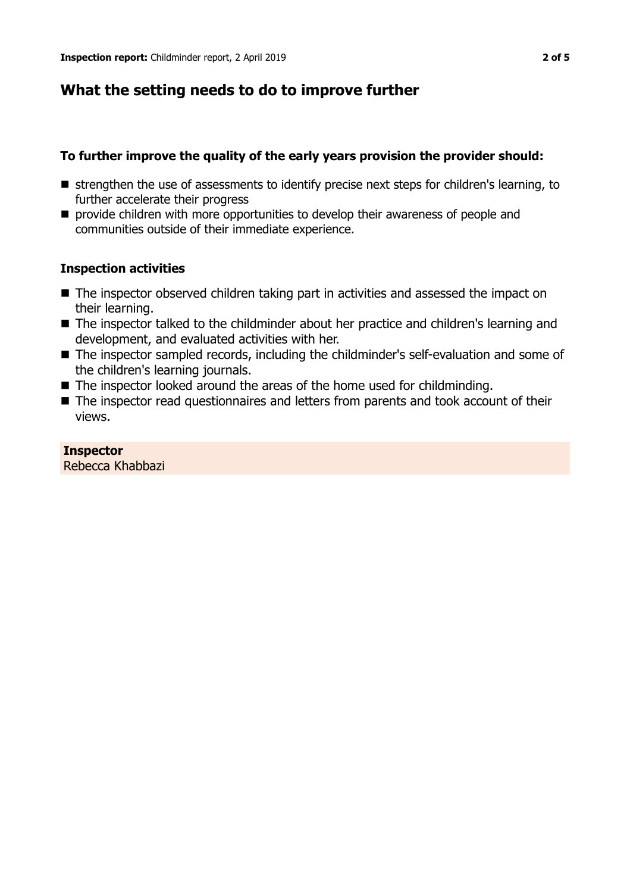## What the setting needs to do to improve further

### To further improve the quality of the early years provision the provider should:

- strengthen the use of assessments to identify precise next steps for children's learning, to further accelerate their progress
- provide children with more opportunities to develop their awareness of people and communities outside of their immediate experience.

### Inspection activities

- The inspector observed children taking part in activities and assessed the impact on their learning.
- The inspector talked to the childminder about her practice and children's learning and development, and evaluated activities with her.
- The inspector sampled records, including the childminder's self-evaluation and some of the children's learning journals.
- The inspector looked around the areas of the home used for childminding.
- The inspector read questionnaires and letters from parents and took account of their views.

**Inspector**
Rebecca Khabbazi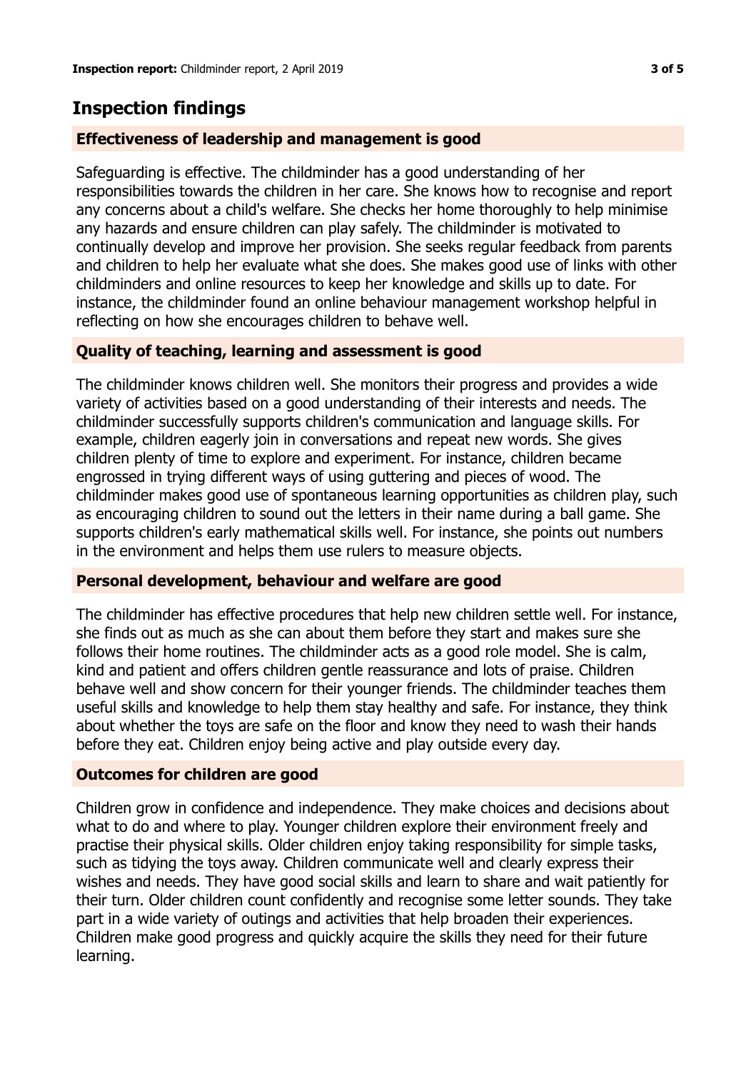## Inspection findings

### Effectiveness of leadership and management is good

Safeguarding is effective. The childminder has a good understanding of her responsibilities towards the children in her care. She knows how to recognise and report any concerns about a child's welfare. She checks her home thoroughly to help minimise any hazards and ensure children can play safely. The childminder is motivated to continually develop and improve her provision. She seeks regular feedback from parents and children to help her evaluate what she does. She makes good use of links with other childminders and online resources to keep her knowledge and skills up to date. For instance, the childminder found an online behaviour management workshop helpful in reflecting on how she encourages children to behave well.

### Quality of teaching, learning and assessment is good

The childminder knows children well. She monitors their progress and provides a wide variety of activities based on a good understanding of their interests and needs. The childminder successfully supports children's communication and language skills. For example, children eagerly join in conversations and repeat new words. She gives children plenty of time to explore and experiment. For instance, children became engrossed in trying different ways of using guttering and pieces of wood. The childminder makes good use of spontaneous learning opportunities as children play, such as encouraging children to sound out the letters in their name during a ball game. She supports children's early mathematical skills well. For instance, she points out numbers in the environment and helps them use rulers to measure objects.

### Personal development, behaviour and welfare are good

The childminder has effective procedures that help new children settle well. For instance, she finds out as much as she can about them before they start and makes sure she follows their home routines. The childminder acts as a good role model. She is calm, kind and patient and offers children gentle reassurance and lots of praise. Children behave well and show concern for their younger friends. The childminder teaches them useful skills and knowledge to help them stay healthy and safe. For instance, they think about whether the toys are safe on the floor and know they need to wash their hands before they eat. Children enjoy being active and play outside every day.

### Outcomes for children are good

Children grow in confidence and independence. They make choices and decisions about what to do and where to play. Younger children explore their environment freely and practise their physical skills. Older children enjoy taking responsibility for simple tasks, such as tidying the toys away. Children communicate well and clearly express their wishes and needs. They have good social skills and learn to share and wait patiently for their turn. Older children count confidently and recognise some letter sounds. They take part in a wide variety of outings and activities that help broaden their experiences. Children make good progress and quickly acquire the skills they need for their future learning.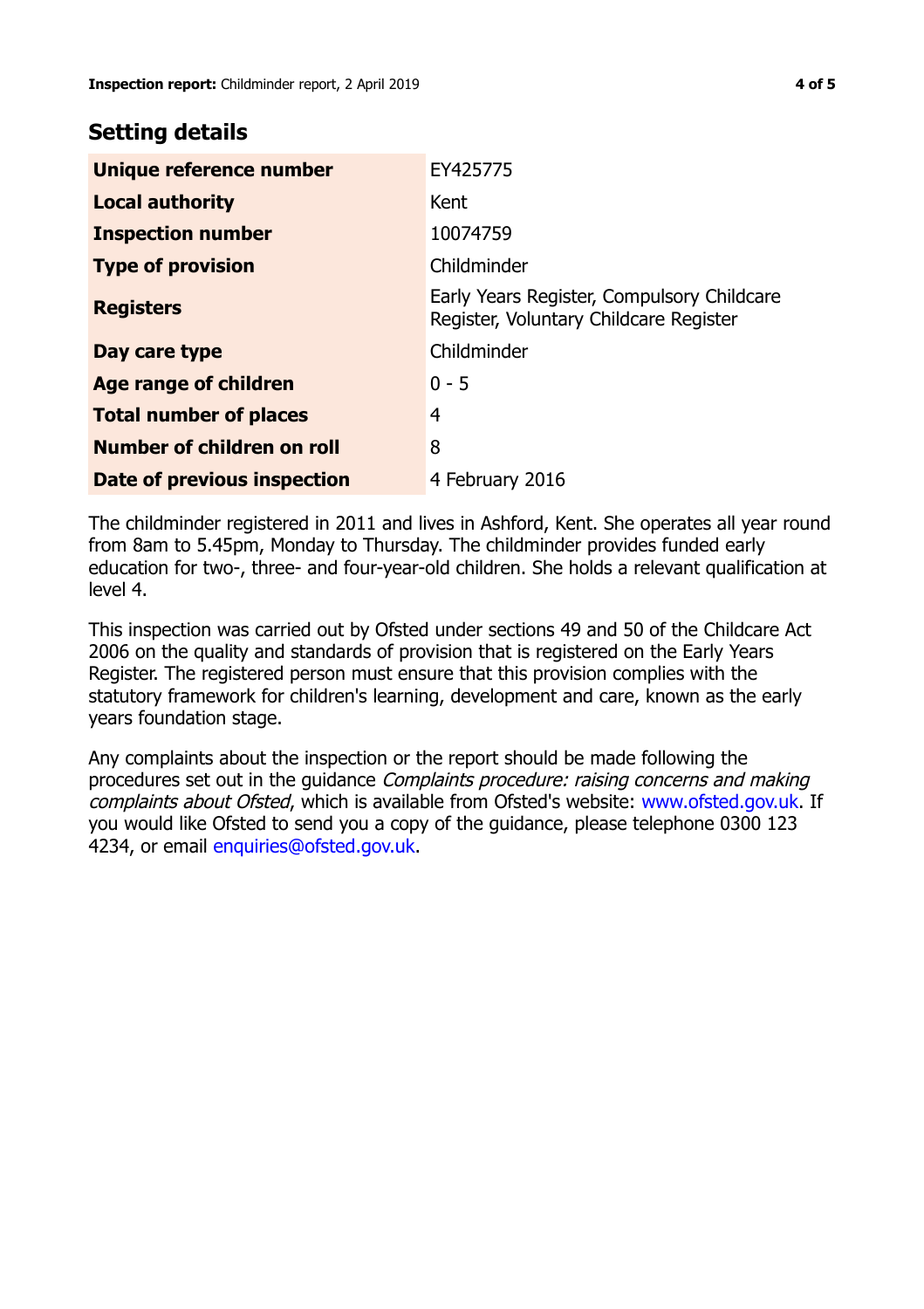## Setting details

| | |
|---|---|
| **Unique reference number** | EY425775 |
| **Local authority** | Kent |
| **Inspection number** | 10074759 |
| **Type of provision** | Childminder |
| **Registers** | Early Years Register, Compulsory Childcare Register, Voluntary Childcare Register |
| **Day care type** | Childminder |
| **Age range of children** | 0 - 5 |
| **Total number of places** | 4 |
| **Number of children on roll** | 8 |
| **Date of previous inspection** | 4 February 2016 |

The childminder registered in 2011 and lives in Ashford, Kent. She operates all year round from 8am to 5.45pm, Monday to Thursday. The childminder provides funded early education for two-, three- and four-year-old children. She holds a relevant qualification at level 4.

This inspection was carried out by Ofsted under sections 49 and 50 of the Childcare Act 2006 on the quality and standards of provision that is registered on the Early Years Register. The registered person must ensure that this provision complies with the statutory framework for children's learning, development and care, known as the early years foundation stage.

Any complaints about the inspection or the report should be made following the procedures set out in the guidance *Complaints procedure: raising concerns and making complaints about Ofsted*, which is available from Ofsted's website: www.ofsted.gov.uk. If you would like Ofsted to send you a copy of the guidance, please telephone 0300 123 4234, or email enquiries@ofsted.gov.uk.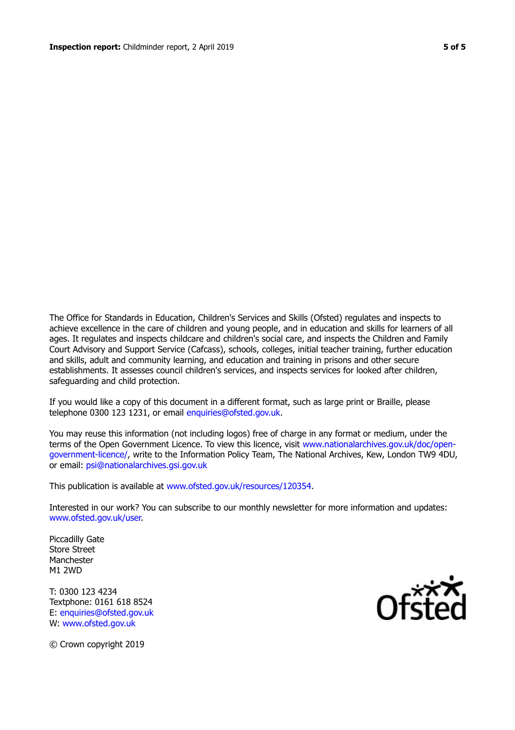The Office for Standards in Education, Children's Services and Skills (Ofsted) regulates and inspects to achieve excellence in the care of children and young people, and in education and skills for learners of all ages. It regulates and inspects childcare and children's social care, and inspects the Children and Family Court Advisory and Support Service (Cafcass), schools, colleges, initial teacher training, further education and skills, adult and community learning, and education and training in prisons and other secure establishments. It assesses council children's services, and inspects services for looked after children, safeguarding and child protection.

If you would like a copy of this document in a different format, such as large print or Braille, please telephone 0300 123 1231, or email enquiries@ofsted.gov.uk.

You may reuse this information (not including logos) free of charge in any format or medium, under the terms of the Open Government Licence. To view this licence, visit www.nationalarchives.gov.uk/doc/open-government-licence/, write to the Information Policy Team, The National Archives, Kew, London TW9 4DU, or email: psi@nationalarchives.gsi.gov.uk

This publication is available at www.ofsted.gov.uk/resources/120354.

Interested in our work? You can subscribe to our monthly newsletter for more information and updates: www.ofsted.gov.uk/user.

Piccadilly Gate
Store Street
Manchester
M1 2WD

T: 0300 123 4234
Textphone: 0161 618 8524
E: enquiries@ofsted.gov.uk
W: www.ofsted.gov.uk

© Crown copyright 2019

Ofsted